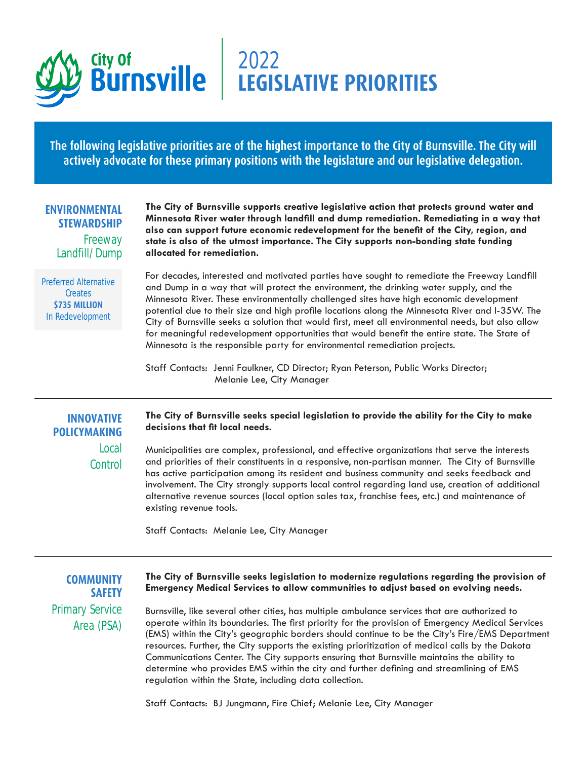# City Of Burnsville | 2022 LEGISLATIVE PRIORITIES

**The following legislative priorities are of the highest importance to the City of Burnsville. The City will actively advocate for these primary positions with the legislature and our legislative delegation.**

## ENVIRONMENTAL STEWARDSHIP

### Freeway Landfill/ Dump

Preferred Alternative Creates **$735 MILLION** In Redevelopment

**The City of Burnsville supports creative legislative action that protects ground water and Minnesota River water through landfill and dump remediation. Remediating in a way that also can support future economic redevelopment for the benefit of the City, region, and state is also of the utmost importance. The City supports non-bonding state funding allocated for remediation.**

For decades, interested and motivated parties have sought to remediate the Freeway Landfill and Dump in a way that will protect the environment, the drinking water supply, and the Minnesota River. These environmentally challenged sites have high economic development potential due to their size and high profile locations along the Minnesota River and I-35W. The City of Burnsville seeks a solution that would first, meet all environmental needs, but also allow for meaningful redevelopment opportunities that would benefit the entire state. The State of Minnesota is the responsible party for environmental remediation projects.

Staff Contacts: Jenni Faulkner, CD Director; Ryan Peterson, Public Works Director; Melanie Lee, City Manager

## INNOVATIVE POLICYMAKING

### Local Control

**The City of Burnsville seeks special legislation to provide the ability for the City to make decisions that fit local needs.**

Municipalities are complex, professional, and effective organizations that serve the interests and priorities of their constituents in a responsive, non-partisan manner. The City of Burnsville has active participation among its resident and business community and seeks feedback and involvement. The City strongly supports local control regarding land use, creation of additional alternative revenue sources (local option sales tax, franchise fees, etc.) and maintenance of existing revenue tools.

Staff Contacts: Melanie Lee, City Manager

## COMMUNITY SAFETY

### Primary Service Area (PSA)

**The City of Burnsville seeks legislation to modernize regulations regarding the provision of Emergency Medical Services to allow communities to adjust based on evolving needs.**

Burnsville, like several other cities, has multiple ambulance services that are authorized to operate within its boundaries. The first priority for the provision of Emergency Medical Services (EMS) within the City's geographic borders should continue to be the City's Fire/EMS Department resources. Further, the City supports the existing prioritization of medical calls by the Dakota Communications Center. The City supports ensuring that Burnsville maintains the ability to determine who provides EMS within the city and further defining and streamlining of EMS regulation within the State, including data collection.

Staff Contacts: BJ Jungmann, Fire Chief; Melanie Lee, City Manager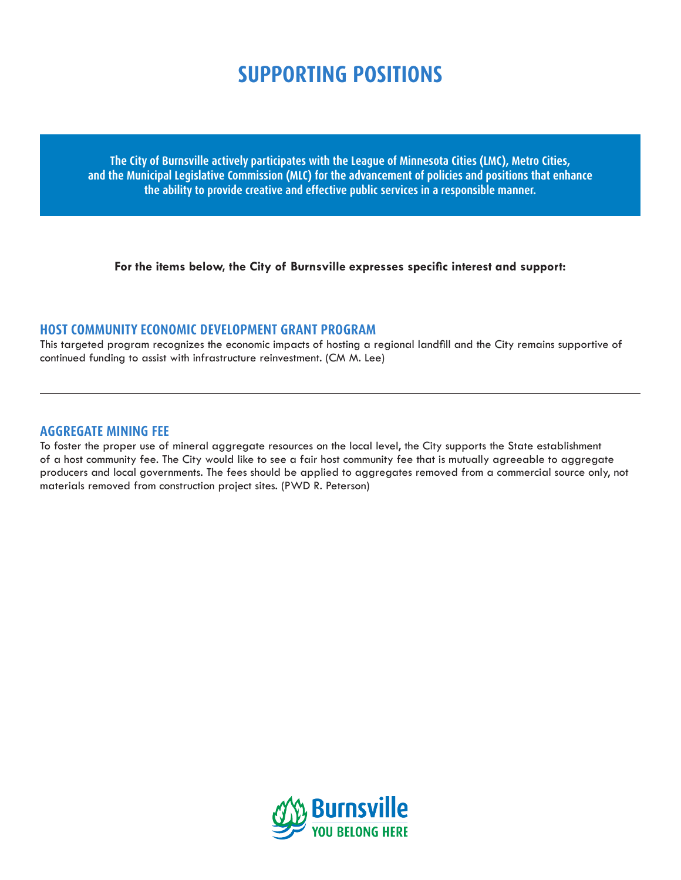# SUPPORTING POSITIONS

**The City of Burnsville actively participates with the League of Minnesota Cities (LMC), Metro Cities, and the Municipal Legislative Commission (MLC) for the advancement of policies and positions that enhance the ability to provide creative and effective public services in a responsible manner.**

**For the items below, the City of Burnsville expresses specific interest and support:**

## HOST COMMUNITY ECONOMIC DEVELOPMENT GRANT PROGRAM

This targeted program recognizes the economic impacts of hosting a regional landfill and the City remains supportive of continued funding to assist with infrastructure reinvestment. (CM M. Lee)

---

## AGGREGATE MINING FEE

To foster the proper use of mineral aggregate resources on the local level, the City supports the State establishment of a host community fee. The City would like to see a fair host community fee that is mutually agreeable to aggregate producers and local governments. The fees should be applied to aggregates removed from a commercial source only, not materials removed from construction project sites. (PWD R. Peterson)

Burnsville
YOU BELONG HERE